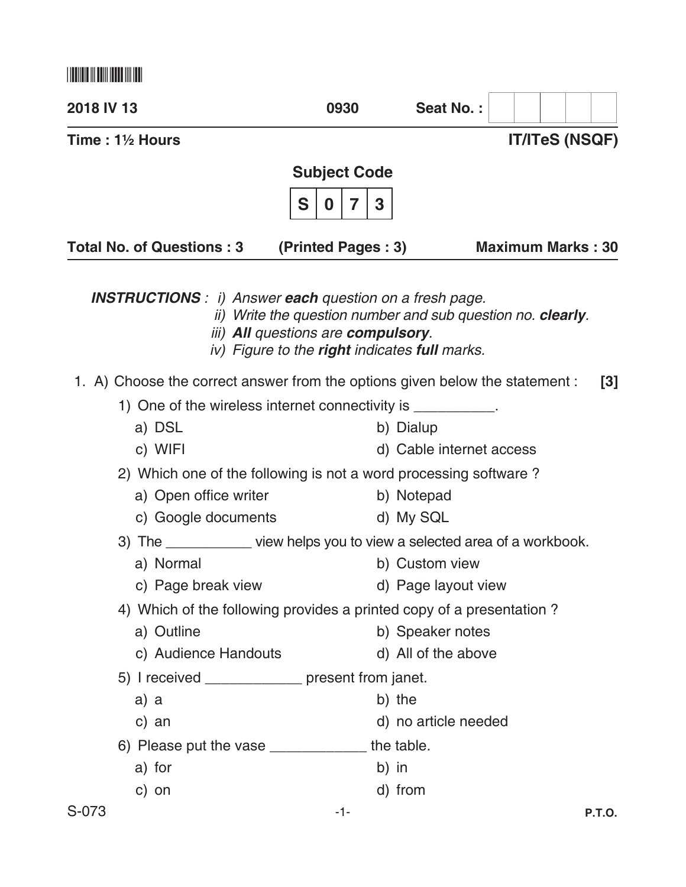| 2018 IV 13 | 0930 | Seat No. : |
|---|---|---|

**Time : 1½ Hours** **IT/ITeS (NSQF)**

**Subject Code**

**S 0 7 3**

**Total No. of Questions : 3** **(Printed Pages : 3)** **Maximum Marks : 30**

***INSTRUCTIONS** : i) Answer **each** question on a fresh page.*
*ii) Write the question number and sub question no. **clearly**.*
*iii) **All** questions are **compulsory**.*
*iv) Figure to the **right** indicates **full** marks.*

1. A) Choose the correct answer from the options given below the statement : **[3]**

1) One of the wireless internet connectivity is __________.
   - a) DSL
   - b) Dialup
   - c) WIFI
   - d) Cable internet access

2) Which one of the following is not a word processing software ?
   - a) Open office writer
   - b) Notepad
   - c) Google documents
   - d) My SQL

3) The ___________ view helps you to view a selected area of a workbook.
   - a) Normal
   - b) Custom view
   - c) Page break view
   - d) Page layout view

4) Which of the following provides a printed copy of a presentation ?
   - a) Outline
   - b) Speaker notes
   - c) Audience Handouts
   - d) All of the above

5) I received ____________ present from janet.
   - a) a
   - b) the
   - c) an
   - d) no article needed

6) Please put the vase ____________ the table.
   - a) for
   - b) in
   - c) on
   - d) from

P.T.O.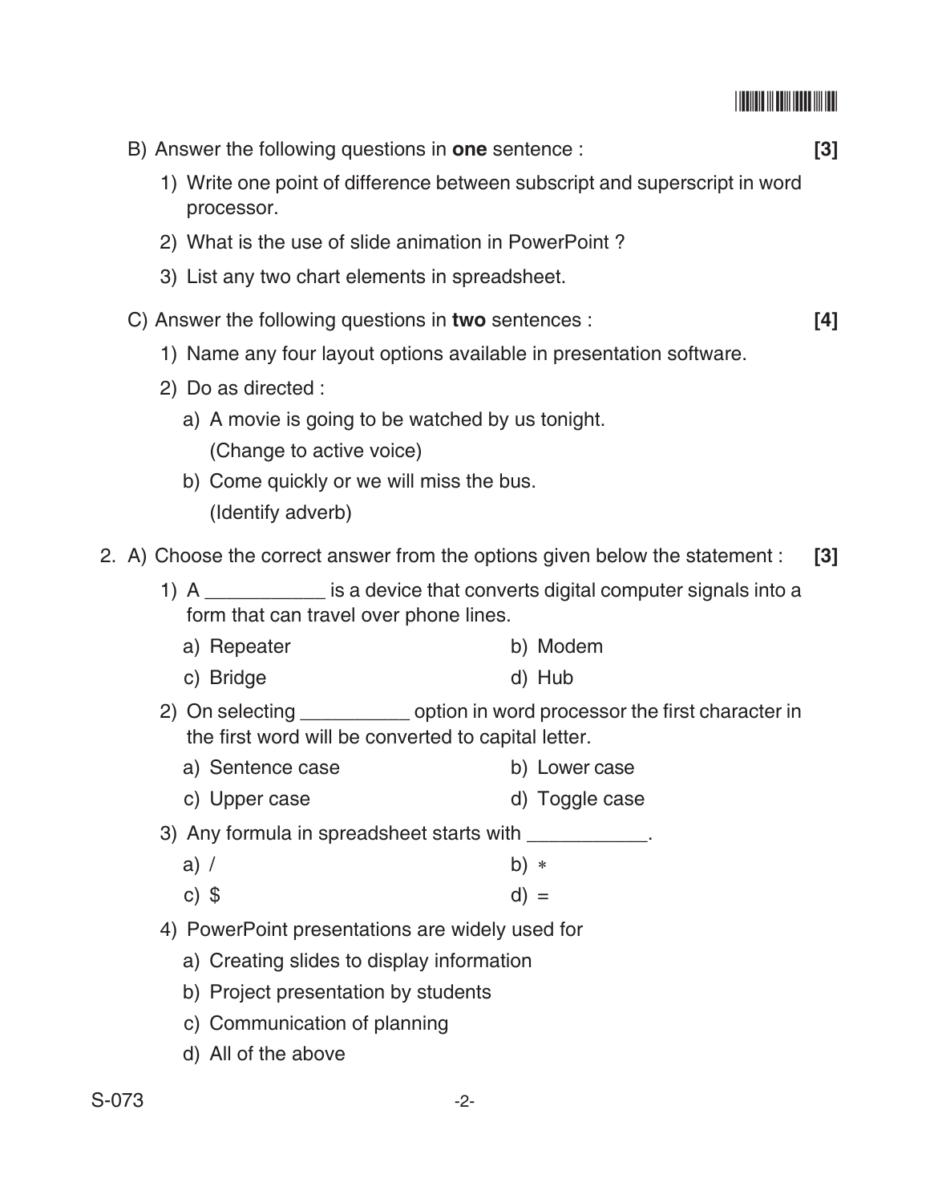B) Answer the following questions in **one** sentence : **[3]**

1) Write one point of difference between subscript and superscript in word processor.

2) What is the use of slide animation in PowerPoint ?

3) List any two chart elements in spreadsheet.

C) Answer the following questions in **two** sentences : **[4]**

1) Name any four layout options available in presentation software.

2) Do as directed :

   a) A movie is going to be watched by us tonight.
      (Change to active voice)

   b) Come quickly or we will miss the bus.
      (Identify adverb)

2. A) Choose the correct answer from the options given below the statement : **[3]**

1) A ___________ is a device that converts digital computer signals into a form that can travel over phone lines.

   a) Repeater
   b) Modem
   c) Bridge
   d) Hub

2) On selecting __________ option in word processor the first character in the first word will be converted to capital letter.

   a) Sentence case
   b) Lower case
   c) Upper case
   d) Toggle case

3) Any formula in spreadsheet starts with ___________.

   a) /
   b) *
   c) $
   d) =

4) PowerPoint presentations are widely used for

   a) Creating slides to display information
   b) Project presentation by students
   c) Communication of planning
   d) All of the above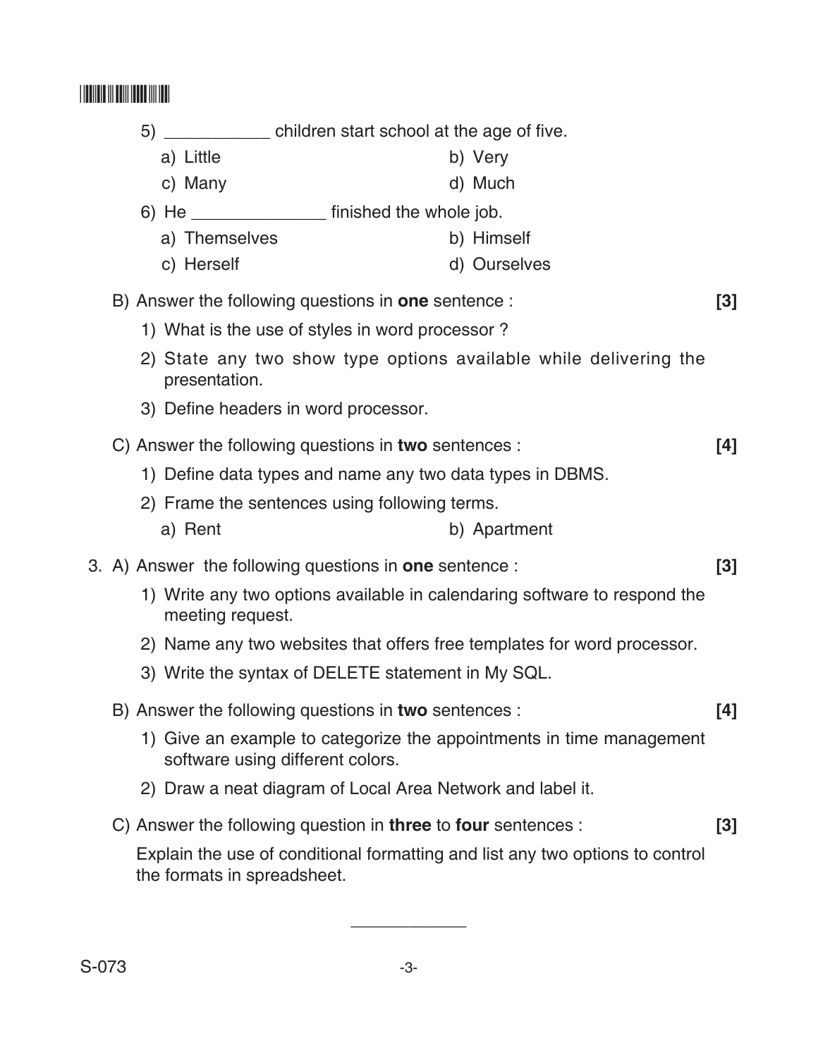5) ___________ children start school at the age of five.

a) Little b) Very

c) Many d) Much

6) He ______________ finished the whole job.

a) Themselves b) Himself

c) Herself d) Ourselves

B) Answer the following questions in **one** sentence : **[3]**

1) What is the use of styles in word processor ?

2) State any two show type options available while delivering the presentation.

3) Define headers in word processor.

C) Answer the following questions in **two** sentences : **[4]**

1) Define data types and name any two data types in DBMS.

2) Frame the sentences using following terms.

a) Rent b) Apartment

3. A) Answer the following questions in **one** sentence : **[3]**

1) Write any two options available in calendaring software to respond the meeting request.

2) Name any two websites that offers free templates for word processor.

3) Write the syntax of DELETE statement in My SQL.

B) Answer the following questions in **two** sentences : **[4]**

1) Give an example to categorize the appointments in time management software using different colors.

2) Draw a neat diagram of Local Area Network and label it.

C) Answer the following question in **three** to **four** sentences : **[3]**

Explain the use of conditional formatting and list any two options to control the formats in spreadsheet.

____________

S-073